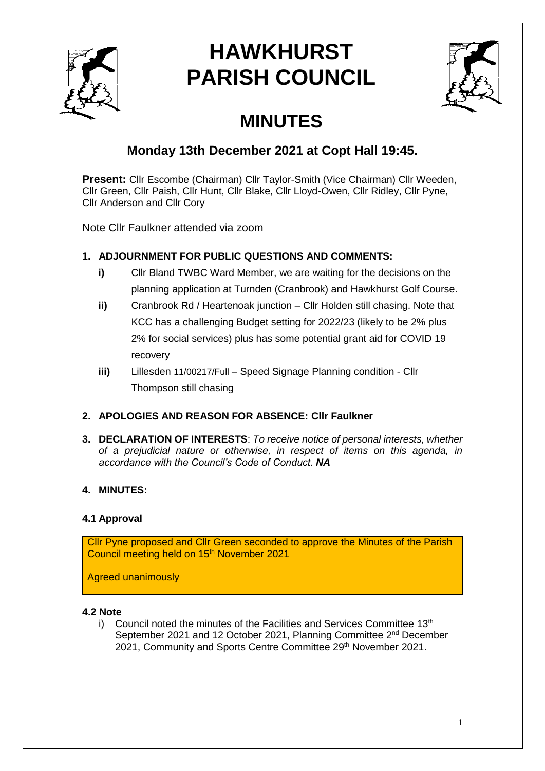# HAWKHURST PARISH COUNCIL

# MINUTES

## Monday 13th December 2021 at Copt Hall 19:45.

**Present:** Cllr Escombe (Chairman) Cllr Taylor-Smith (Vice Chairman) Cllr Weeden, Cllr Green, Cllr Paish, Cllr Hunt, Cllr Blake, Cllr Lloyd-Owen, Cllr Ridley, Cllr Pyne, Cllr Anderson and Cllr Cory

Note Cllr Faulkner attended via zoom

**1. ADJOURNMENT FOR PUBLIC QUESTIONS AND COMMENTS:**

- **i)** Cllr Bland TWBC Ward Member, we are waiting for the decisions on the planning application at Turnden (Cranbrook) and Hawkhurst Golf Course.
- **ii)** Cranbrook Rd / Heartenoak junction – Cllr Holden still chasing. Note that KCC has a challenging Budget setting for 2022/23 (likely to be 2% plus 2% for social services) plus has some potential grant aid for COVID 19 recovery
- **iii)** Lillesden 11/00217/Full – Speed Signage Planning condition - Cllr Thompson still chasing

**2. APOLOGIES AND REASON FOR ABSENCE: Cllr Faulkner**

**3. DECLARATION OF INTERESTS**: *To receive notice of personal interests, whether of a prejudicial nature or otherwise, in respect of items on this agenda, in accordance with the Council's Code of Conduct.* ***NA***

**4. MINUTES:**

**4.1 Approval**

Cllr Pyne proposed and Cllr Green seconded to approve the Minutes of the Parish Council meeting held on 15th November 2021

Agreed unanimously

**4.2 Note**

i) Council noted the minutes of the Facilities and Services Committee 13th September 2021 and 12 October 2021, Planning Committee 2nd December 2021, Community and Sports Centre Committee 29th November 2021.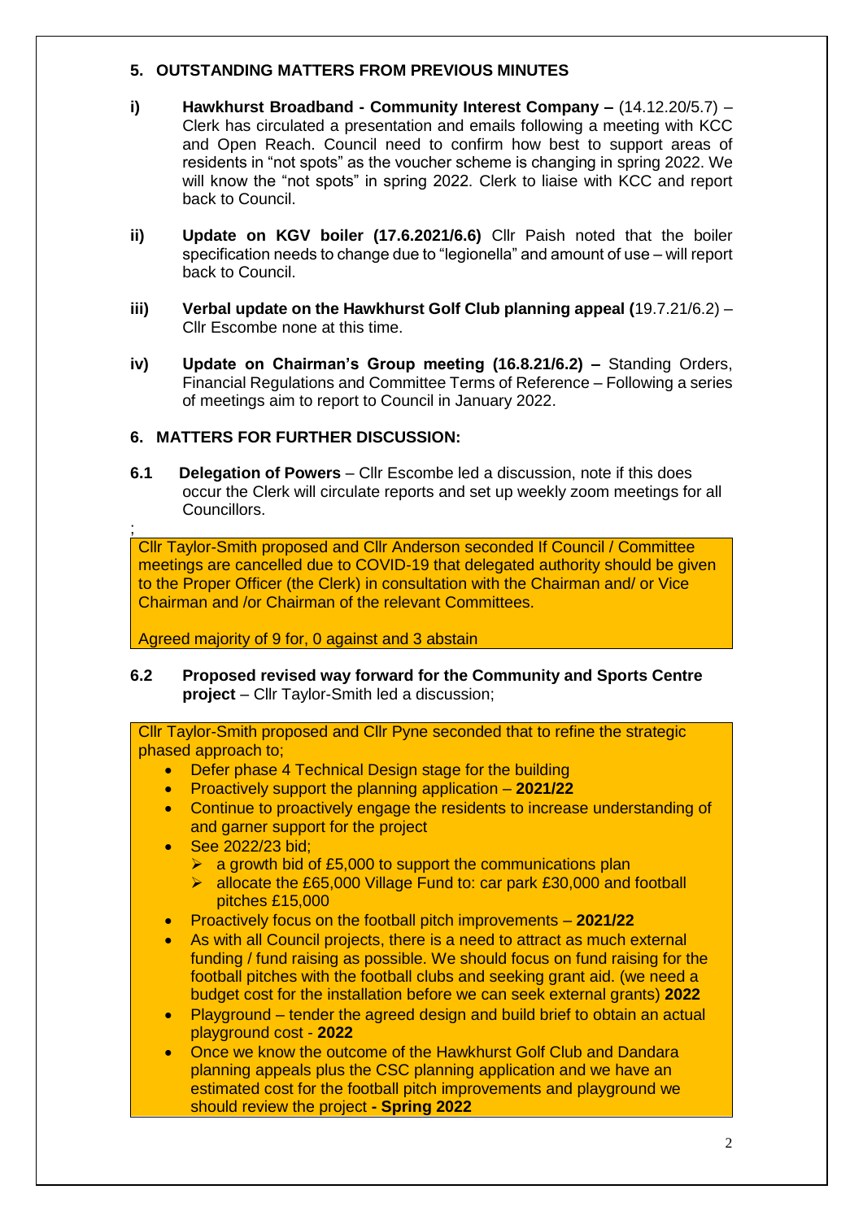## 5. OUTSTANDING MATTERS FROM PREVIOUS MINUTES

**i)** **Hawkhurst Broadband - Community Interest Company –** (14.12.20/5.7) – Clerk has circulated a presentation and emails following a meeting with KCC and Open Reach. Council need to confirm how best to support areas of residents in "not spots" as the voucher scheme is changing in spring 2022. We will know the "not spots" in spring 2022. Clerk to liaise with KCC and report back to Council.

**ii)** **Update on KGV boiler (17.6.2021/6.6)** Cllr Paish noted that the boiler specification needs to change due to "legionella" and amount of use – will report back to Council.

**iii)** **Verbal update on the Hawkhurst Golf Club planning appeal (**19.7.21/6.2) – Cllr Escombe none at this time.

**iv)** **Update on Chairman's Group meeting (16.8.21/6.2) –** Standing Orders, Financial Regulations and Committee Terms of Reference – Following a series of meetings aim to report to Council in January 2022.

## 6. MATTERS FOR FURTHER DISCUSSION:

**6.1** **Delegation of Powers** – Cllr Escombe led a discussion, note if this does occur the Clerk will circulate reports and set up weekly zoom meetings for all Councillors.

;

Cllr Taylor-Smith proposed and Cllr Anderson seconded If Council / Committee meetings are cancelled due to COVID-19 that delegated authority should be given to the Proper Officer (the Clerk) in consultation with the Chairman and/ or Vice Chairman and /or Chairman of the relevant Committees.

Agreed majority of 9 for, 0 against and 3 abstain

**6.2** **Proposed revised way forward for the Community and Sports Centre project** – Cllr Taylor-Smith led a discussion;

Cllr Taylor-Smith proposed and Cllr Pyne seconded that to refine the strategic phased approach to;

- Defer phase 4 Technical Design stage for the building
- Proactively support the planning application – **2021/22**
- Continue to proactively engage the residents to increase understanding of and garner support for the project
- See 2022/23 bid;
  - a growth bid of £5,000 to support the communications plan
  - allocate the £65,000 Village Fund to: car park £30,000 and football pitches £15,000
- Proactively focus on the football pitch improvements – **2021/22**
- As with all Council projects, there is a need to attract as much external funding / fund raising as possible. We should focus on fund raising for the football pitches with the football clubs and seeking grant aid. (we need a budget cost for the installation before we can seek external grants) **2022**
- Playground – tender the agreed design and build brief to obtain an actual playground cost - **2022**
- Once we know the outcome of the Hawkhurst Golf Club and Dandara planning appeals plus the CSC planning application and we have an estimated cost for the football pitch improvements and playground we should review the project **- Spring 2022**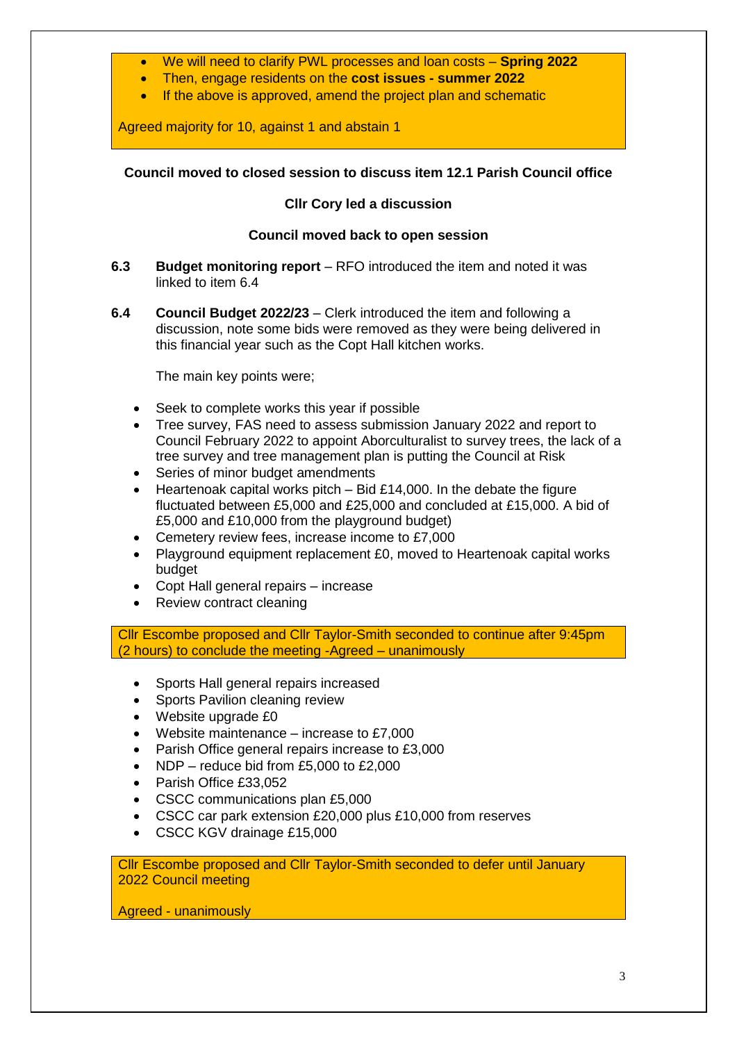- We will need to clarify PWL processes and loan costs – **Spring 2022**
- Then, engage residents on the **cost issues - summer 2022**
- If the above is approved, amend the project plan and schematic

Agreed majority for 10, against 1 and abstain 1

**Council moved to closed session to discuss item 12.1 Parish Council office**

**Cllr Cory led a discussion**

**Council moved back to open session**

**6.3** **Budget monitoring report** – RFO introduced the item and noted it was linked to item 6.4

**6.4** **Council Budget 2022/23** – Clerk introduced the item and following a discussion, note some bids were removed as they were being delivered in this financial year such as the Copt Hall kitchen works.

The main key points were;

- Seek to complete works this year if possible
- Tree survey, FAS need to assess submission January 2022 and report to Council February 2022 to appoint Aborculturalist to survey trees, the lack of a tree survey and tree management plan is putting the Council at Risk
- Series of minor budget amendments
- Heartenoak capital works pitch – Bid £14,000. In the debate the figure fluctuated between £5,000 and £25,000 and concluded at £15,000. A bid of £5,000 and £10,000 from the playground budget)
- Cemetery review fees, increase income to £7,000
- Playground equipment replacement £0, moved to Heartenoak capital works budget
- Copt Hall general repairs – increase
- Review contract cleaning

Cllr Escombe proposed and Cllr Taylor-Smith seconded to continue after 9:45pm (2 hours) to conclude the meeting -Agreed – unanimously

- Sports Hall general repairs increased
- Sports Pavilion cleaning review
- Website upgrade £0
- Website maintenance – increase to £7,000
- Parish Office general repairs increase to £3,000
- NDP – reduce bid from £5,000 to £2,000
- Parish Office £33,052
- CSCC communications plan £5,000
- CSCC car park extension £20,000 plus £10,000 from reserves
- CSCC KGV drainage £15,000

Cllr Escombe proposed and Cllr Taylor-Smith seconded to defer until January 2022 Council meeting

Agreed - unanimously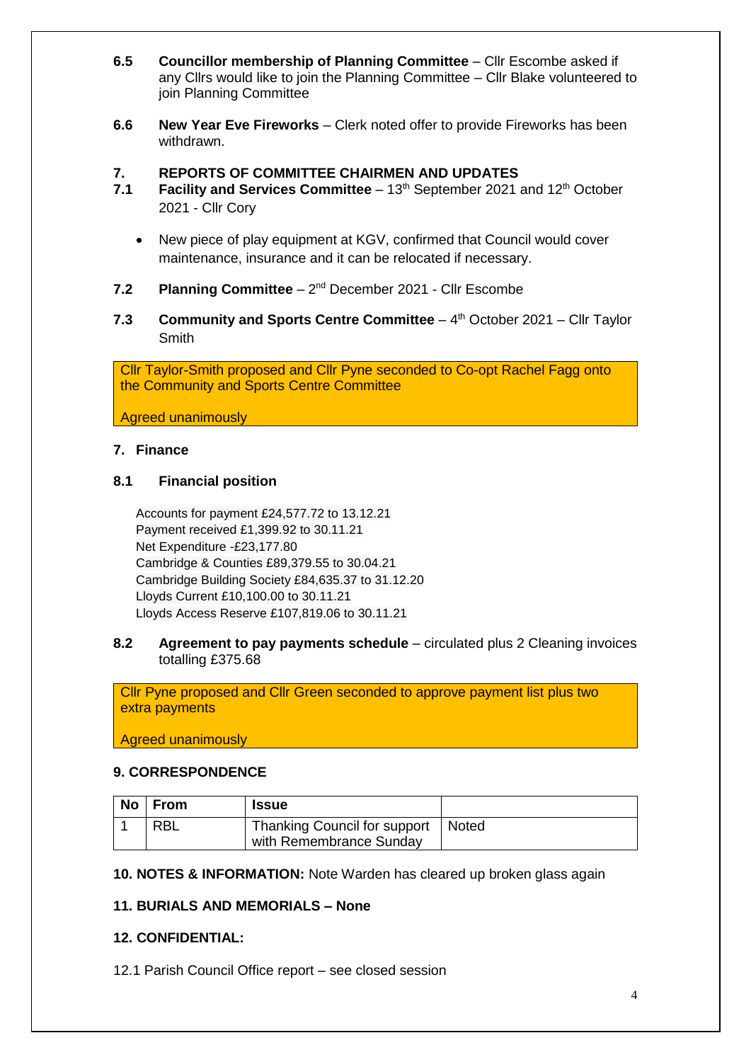**6.5 Councillor membership of Planning Committee** – Cllr Escombe asked if any Cllrs would like to join the Planning Committee – Cllr Blake volunteered to join Planning Committee

**6.6 New Year Eve Fireworks** – Clerk noted offer to provide Fireworks has been withdrawn.

## 7. REPORTS OF COMMITTEE CHAIRMEN AND UPDATES

**7.1 Facility and Services Committee** – 13th September 2021 and 12th October 2021 - Cllr Cory

- New piece of play equipment at KGV, confirmed that Council would cover maintenance, insurance and it can be relocated if necessary.

**7.2 Planning Committee** – 2nd December 2021 - Cllr Escombe

**7.3 Community and Sports Centre Committee** – 4th October 2021 – Cllr Taylor Smith

Cllr Taylor-Smith proposed and Cllr Pyne seconded to Co-opt Rachel Fagg onto the Community and Sports Centre Committee

Agreed unanimously

## 7. Finance

### 8.1 Financial position

Accounts for payment £24,577.72 to 13.12.21
Payment received £1,399.92 to 30.11.21
Net Expenditure -£23,177.80
Cambridge & Counties £89,379.55 to 30.04.21
Cambridge Building Society £84,635.37 to 31.12.20
Lloyds Current £10,100.00 to 30.11.21
Lloyds Access Reserve £107,819.06 to 30.11.21

**8.2 Agreement to pay payments schedule** – circulated plus 2 Cleaning invoices totalling £375.68

Cllr Pyne proposed and Cllr Green seconded to approve payment list plus two extra payments

Agreed unanimously

## 9. CORRESPONDENCE

| No | From | Issue | |
|---|---|---|---|
| 1 | RBL | Thanking Council for support with Remembrance Sunday | Noted |

**10. NOTES & INFORMATION:** Note Warden has cleared up broken glass again

**11. BURIALS AND MEMORIALS – None**

**12. CONFIDENTIAL:**

12.1 Parish Council Office report – see closed session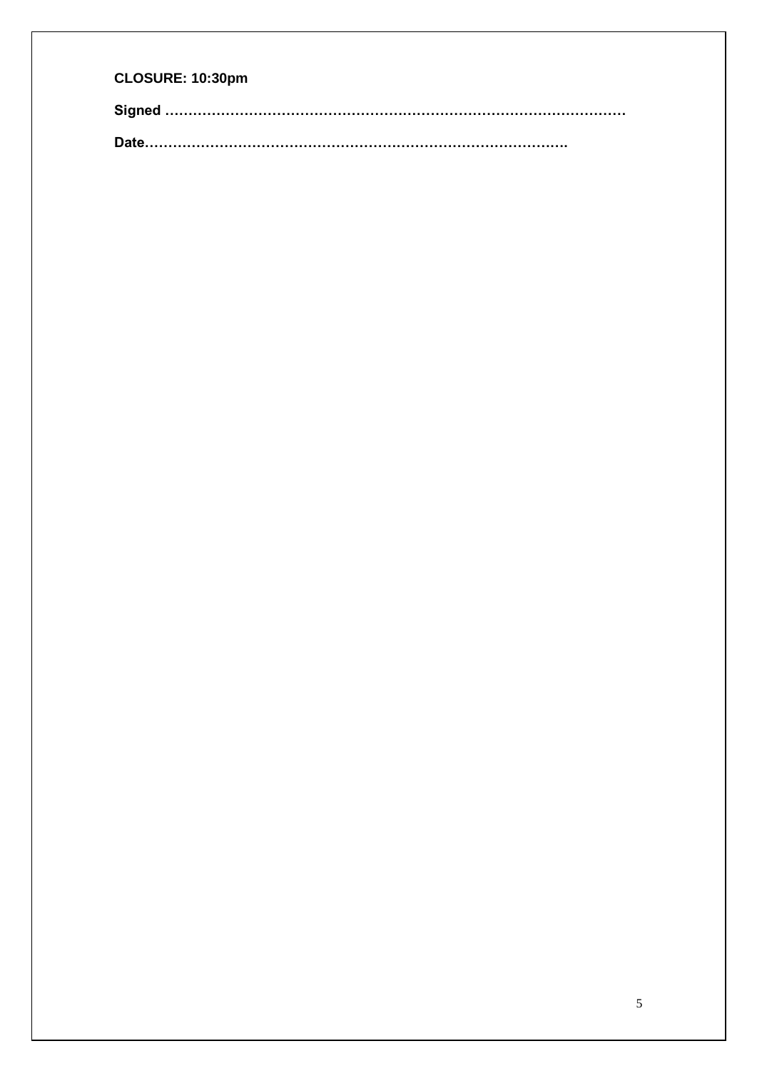**CLOSURE: 10:30pm**

**Signed ……………………………………………………………………………………**

**Date……………………………………………………………………………….**